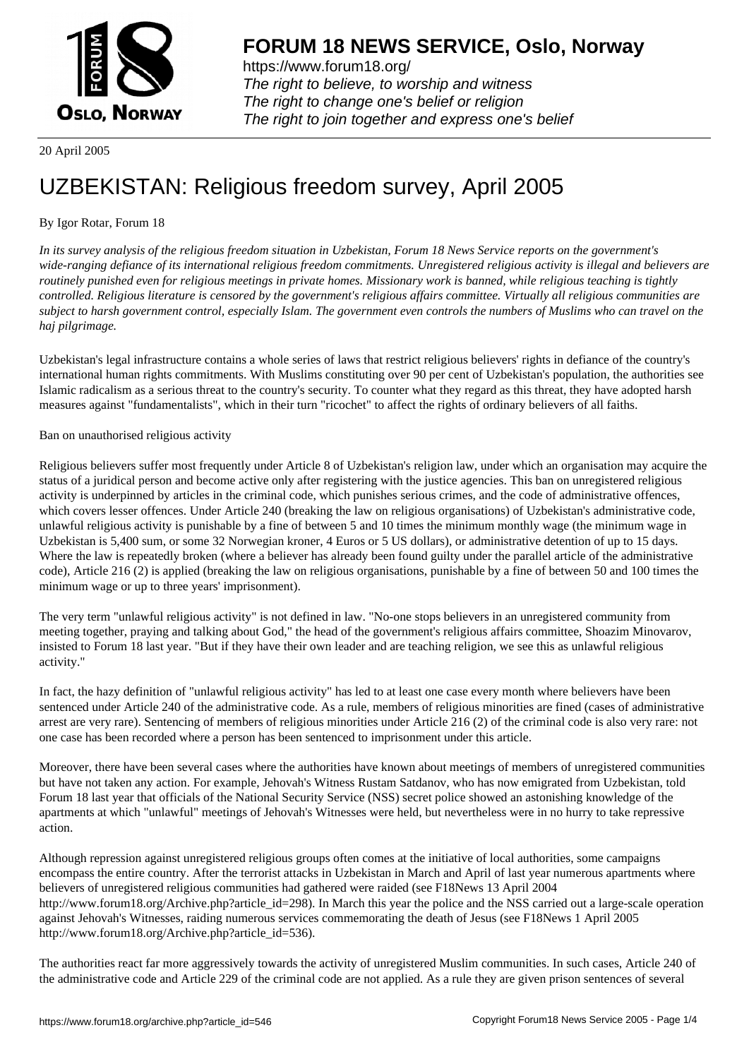# FORUM 18 NEWS SERVICE, Oslo, Norway

https://www.forum18.org/
*The right to believe, to worship and witness*
*The right to change one's belief or religion*
*The right to join together and express one's belief*

20 April 2005

# UZBEKISTAN: Religious freedom survey, April 2005

By Igor Rotar, Forum 18

*In its survey analysis of the religious freedom situation in Uzbekistan, Forum 18 News Service reports on the government's wide-ranging defiance of its international religious freedom commitments. Unregistered religious activity is illegal and believers are routinely punished even for religious meetings in private homes. Missionary work is banned, while religious teaching is tightly controlled. Religious literature is censored by the government's religious affairs committee. Virtually all religious communities are subject to harsh government control, especially Islam. The government even controls the numbers of Muslims who can travel on the haj pilgrimage.*

Uzbekistan's legal infrastructure contains a whole series of laws that restrict religious believers' rights in defiance of the country's international human rights commitments. With Muslims constituting over 90 per cent of Uzbekistan's population, the authorities see Islamic radicalism as a serious threat to the country's security. To counter what they regard as this threat, they have adopted harsh measures against "fundamentalists", which in their turn "ricochet" to affect the rights of ordinary believers of all faiths.

Ban on unauthorised religious activity

Religious believers suffer most frequently under Article 8 of Uzbekistan's religion law, under which an organisation may acquire the status of a juridical person and become active only after registering with the justice agencies. This ban on unregistered religious activity is underpinned by articles in the criminal code, which punishes serious crimes, and the code of administrative offences, which covers lesser offences. Under Article 240 (breaking the law on religious organisations) of Uzbekistan's administrative code, unlawful religious activity is punishable by a fine of between 5 and 10 times the minimum monthly wage (the minimum wage in Uzbekistan is 5,400 sum, or some 32 Norwegian kroner, 4 Euros or 5 US dollars), or administrative detention of up to 15 days. Where the law is repeatedly broken (where a believer has already been found guilty under the parallel article of the administrative code), Article 216 (2) is applied (breaking the law on religious organisations, punishable by a fine of between 50 and 100 times the minimum wage or up to three years' imprisonment).

The very term "unlawful religious activity" is not defined in law. "No-one stops believers in an unregistered community from meeting together, praying and talking about God," the head of the government's religious affairs committee, Shoazim Minovarov, insisted to Forum 18 last year. "But if they have their own leader and are teaching religion, we see this as unlawful religious activity."

In fact, the hazy definition of "unlawful religious activity" has led to at least one case every month where believers have been sentenced under Article 240 of the administrative code. As a rule, members of religious minorities are fined (cases of administrative arrest are very rare). Sentencing of members of religious minorities under Article 216 (2) of the criminal code is also very rare: not one case has been recorded where a person has been sentenced to imprisonment under this article.

Moreover, there have been several cases where the authorities have known about meetings of members of unregistered communities but have not taken any action. For example, Jehovah's Witness Rustam Satdanov, who has now emigrated from Uzbekistan, told Forum 18 last year that officials of the National Security Service (NSS) secret police showed an astonishing knowledge of the apartments at which "unlawful" meetings of Jehovah's Witnesses were held, but nevertheless were in no hurry to take repressive action.

Although repression against unregistered religious groups often comes at the initiative of local authorities, some campaigns encompass the entire country. After the terrorist attacks in Uzbekistan in March and April of last year numerous apartments where believers of unregistered religious communities had gathered were raided (see F18News 13 April 2004 http://www.forum18.org/Archive.php?article_id=298). In March this year the police and the NSS carried out a large-scale operation against Jehovah's Witnesses, raiding numerous services commemorating the death of Jesus (see F18News 1 April 2005 http://www.forum18.org/Archive.php?article_id=536).

The authorities react far more aggressively towards the activity of unregistered Muslim communities. In such cases, Article 240 of the administrative code and Article 229 of the criminal code are not applied. As a rule they are given prison sentences of several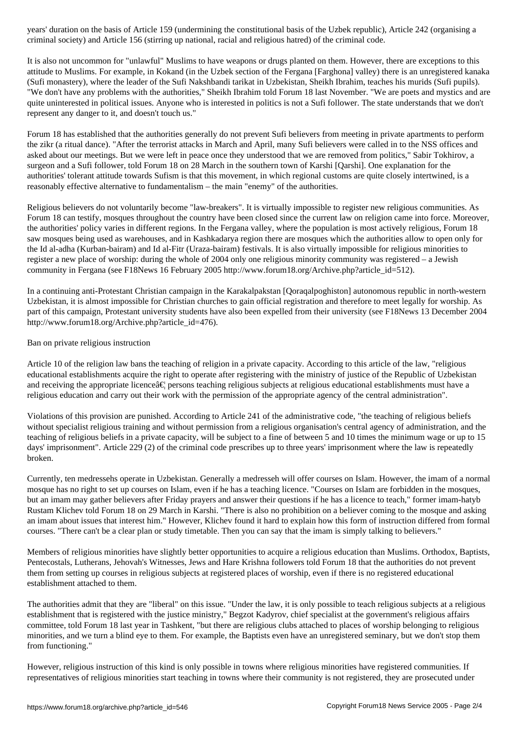years' duration on the basis of Article 159 (undermining the constitutional basis of the Uzbek republic), Article 242 (organising a criminal society) and Article 156 (stirring up national, racial and religious hatred) of the criminal code.

It is also not uncommon for "unlawful" Muslims to have weapons or drugs planted on them. However, there are exceptions to this attitude to Muslims. For example, in Kokand (in the Uzbek section of the Fergana [Farghona] valley) there is an unregistered kanaka (Sufi monastery), where the leader of the Sufi Nakshbandi tarikat in Uzbekistan, Sheikh Ibrahim, teaches his murids (Sufi pupils). "We don't have any problems with the authorities," Sheikh Ibrahim told Forum 18 last November. "We are poets and mystics and are quite uninterested in political issues. Anyone who is interested in politics is not a Sufi follower. The state understands that we don't represent any danger to it, and doesn't touch us."

Forum 18 has established that the authorities generally do not prevent Sufi believers from meeting in private apartments to perform the zikr (a ritual dance). "After the terrorist attacks in March and April, many Sufi believers were called in to the NSS offices and asked about our meetings. But we were left in peace once they understood that we are removed from politics," Sabir Tokhirov, a surgeon and a Sufi follower, told Forum 18 on 28 March in the southern town of Karshi [Qarshi]. One explanation for the authorities' tolerant attitude towards Sufism is that this movement, in which regional customs are quite closely intertwined, is a reasonably effective alternative to fundamentalism – the main "enemy" of the authorities.

Religious believers do not voluntarily become "law-breakers". It is virtually impossible to register new religious communities. As Forum 18 can testify, mosques throughout the country have been closed since the current law on religion came into force. Moreover, the authorities' policy varies in different regions. In the Fergana valley, where the population is most actively religious, Forum 18 saw mosques being used as warehouses, and in Kashkadarya region there are mosques which the authorities allow to open only for the Id al-adha (Kurban-bairam) and Id al-Fitr (Uraza-bairam) festivals. It is also virtually impossible for religious minorities to register a new place of worship: during the whole of 2004 only one religious minority community was registered – a Jewish community in Fergana (see F18News 16 February 2005 http://www.forum18.org/Archive.php?article_id=512).

In a continuing anti-Protestant Christian campaign in the Karakalpakstan [Qoraqalpoghiston] autonomous republic in north-western Uzbekistan, it is almost impossible for Christian churches to gain official registration and therefore to meet legally for worship. As part of this campaign, Protestant university students have also been expelled from their university (see F18News 13 December 2004 http://www.forum18.org/Archive.php?article_id=476).

Ban on private religious instruction

Article 10 of the religion law bans the teaching of religion in a private capacity. According to this article of the law, "religious educational establishments acquire the right to operate after registering with the ministry of justice of the Republic of Uzbekistan and receiving the appropriate licenceâ€¦ persons teaching religious subjects at religious educational establishments must have a religious education and carry out their work with the permission of the appropriate agency of the central administration".

Violations of this provision are punished. According to Article 241 of the administrative code, "the teaching of religious beliefs without specialist religious training and without permission from a religious organisation's central agency of administration, and the teaching of religious beliefs in a private capacity, will be subject to a fine of between 5 and 10 times the minimum wage or up to 15 days' imprisonment". Article 229 (2) of the criminal code prescribes up to three years' imprisonment where the law is repeatedly broken.

Currently, ten medressehs operate in Uzbekistan. Generally a medresseh will offer courses on Islam. However, the imam of a normal mosque has no right to set up courses on Islam, even if he has a teaching licence. "Courses on Islam are forbidden in the mosques, but an imam may gather believers after Friday prayers and answer their questions if he has a licence to teach," former imam-hatyb Rustam Klichev told Forum 18 on 29 March in Karshi. "There is also no prohibition on a believer coming to the mosque and asking an imam about issues that interest him." However, Klichev found it hard to explain how this form of instruction differed from formal courses. "There can't be a clear plan or study timetable. Then you can say that the imam is simply talking to believers."

Members of religious minorities have slightly better opportunities to acquire a religious education than Muslims. Orthodox, Baptists, Pentecostals, Lutherans, Jehovah's Witnesses, Jews and Hare Krishna followers told Forum 18 that the authorities do not prevent them from setting up courses in religious subjects at registered places of worship, even if there is no registered educational establishment attached to them.

The authorities admit that they are "liberal" on this issue. "Under the law, it is only possible to teach religious subjects at a religious establishment that is registered with the justice ministry," Begzot Kadyrov, chief specialist at the government's religious affairs committee, told Forum 18 last year in Tashkent, "but there are religious clubs attached to places of worship belonging to religious minorities, and we turn a blind eye to them. For example, the Baptists even have an unregistered seminary, but we don't stop them from functioning."

However, religious instruction of this kind is only possible in towns where religious minorities have registered communities. If representatives of religious minorities start teaching in towns where their community is not registered, they are prosecuted under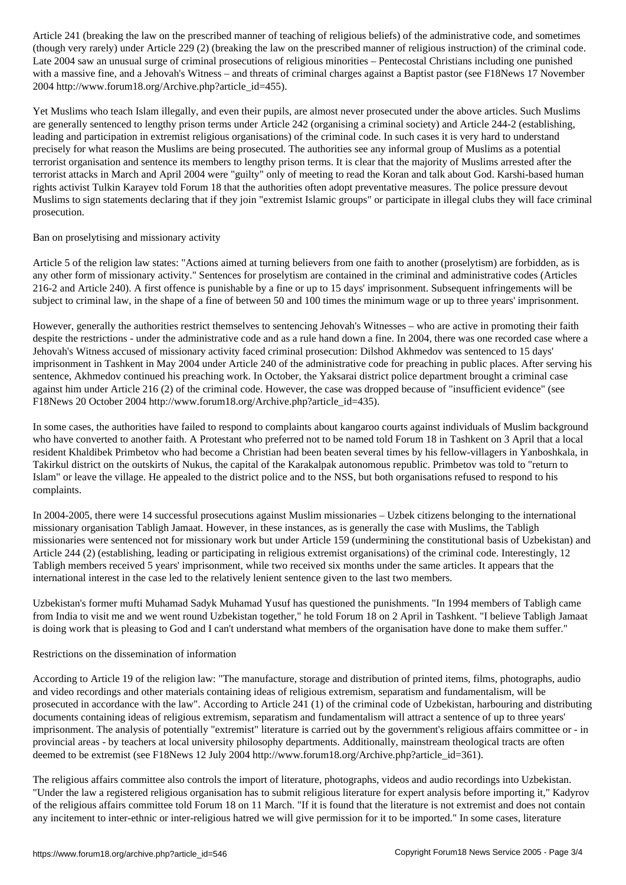Article 241 (breaking the law on the prescribed manner of teaching of religious beliefs) of the administrative code, and sometimes (though very rarely) under Article 229 (2) (breaking the law on the prescribed manner of religious instruction) of the criminal code. Late 2004 saw an unusual surge of criminal prosecutions of religious minorities – Pentecostal Christians including one punished with a massive fine, and a Jehovah's Witness – and threats of criminal charges against a Baptist pastor (see F18News 17 November 2004 http://www.forum18.org/Archive.php?article_id=455).

Yet Muslims who teach Islam illegally, and even their pupils, are almost never prosecuted under the above articles. Such Muslims are generally sentenced to lengthy prison terms under Article 242 (organising a criminal society) and Article 244-2 (establishing, leading and participation in extremist religious organisations) of the criminal code. In such cases it is very hard to understand precisely for what reason the Muslims are being prosecuted. The authorities see any informal group of Muslims as a potential terrorist organisation and sentence its members to lengthy prison terms. It is clear that the majority of Muslims arrested after the terrorist attacks in March and April 2004 were "guilty" only of meeting to read the Koran and talk about God. Karshi-based human rights activist Tulkin Karayev told Forum 18 that the authorities often adopt preventative measures. The police pressure devout Muslims to sign statements declaring that if they join "extremist Islamic groups" or participate in illegal clubs they will face criminal prosecution.

## Ban on proselytising and missionary activity

Article 5 of the religion law states: "Actions aimed at turning believers from one faith to another (proselytism) are forbidden, as is any other form of missionary activity." Sentences for proselytism are contained in the criminal and administrative codes (Articles 216-2 and Article 240). A first offence is punishable by a fine or up to 15 days' imprisonment. Subsequent infringements will be subject to criminal law, in the shape of a fine of between 50 and 100 times the minimum wage or up to three years' imprisonment.

However, generally the authorities restrict themselves to sentencing Jehovah's Witnesses – who are active in promoting their faith despite the restrictions - under the administrative code and as a rule hand down a fine. In 2004, there was one recorded case where a Jehovah's Witness accused of missionary activity faced criminal prosecution: Dilshod Akhmedov was sentenced to 15 days' imprisonment in Tashkent in May 2004 under Article 240 of the administrative code for preaching in public places. After serving his sentence, Akhmedov continued his preaching work. In October, the Yaksarai district police department brought a criminal case against him under Article 216 (2) of the criminal code. However, the case was dropped because of "insufficient evidence" (see F18News 20 October 2004 http://www.forum18.org/Archive.php?article_id=435).

In some cases, the authorities have failed to respond to complaints about kangaroo courts against individuals of Muslim background who have converted to another faith. A Protestant who preferred not to be named told Forum 18 in Tashkent on 3 April that a local resident Khaldibek Primbetov who had become a Christian had been beaten several times by his fellow-villagers in Yanboshkala, in Takirkul district on the outskirts of Nukus, the capital of the Karakalpak autonomous republic. Primbetov was told to "return to Islam" or leave the village. He appealed to the district police and to the NSS, but both organisations refused to respond to his complaints.

In 2004-2005, there were 14 successful prosecutions against Muslim missionaries – Uzbek citizens belonging to the international missionary organisation Tabligh Jamaat. However, in these instances, as is generally the case with Muslims, the Tabligh missionaries were sentenced not for missionary work but under Article 159 (undermining the constitutional basis of Uzbekistan) and Article 244 (2) (establishing, leading or participating in religious extremist organisations) of the criminal code. Interestingly, 12 Tabligh members received 5 years' imprisonment, while two received six months under the same articles. It appears that the international interest in the case led to the relatively lenient sentence given to the last two members.

Uzbekistan's former mufti Muhamad Sadyk Muhamad Yusuf has questioned the punishments. "In 1994 members of Tabligh came from India to visit me and we went round Uzbekistan together," he told Forum 18 on 2 April in Tashkent. "I believe Tabligh Jamaat is doing work that is pleasing to God and I can't understand what members of the organisation have done to make them suffer."

## Restrictions on the dissemination of information

According to Article 19 of the religion law: "The manufacture, storage and distribution of printed items, films, photographs, audio and video recordings and other materials containing ideas of religious extremism, separatism and fundamentalism, will be prosecuted in accordance with the law". According to Article 241 (1) of the criminal code of Uzbekistan, harbouring and distributing documents containing ideas of religious extremism, separatism and fundamentalism will attract a sentence of up to three years' imprisonment. The analysis of potentially "extremist" literature is carried out by the government's religious affairs committee or - in provincial areas - by teachers at local university philosophy departments. Additionally, mainstream theological tracts are often deemed to be extremist (see F18News 12 July 2004 http://www.forum18.org/Archive.php?article_id=361).

The religious affairs committee also controls the import of literature, photographs, videos and audio recordings into Uzbekistan. "Under the law a registered religious organisation has to submit religious literature for expert analysis before importing it," Kadyrov of the religious affairs committee told Forum 18 on 11 March. "If it is found that the literature is not extremist and does not contain any incitement to inter-ethnic or inter-religious hatred we will give permission for it to be imported." In some cases, literature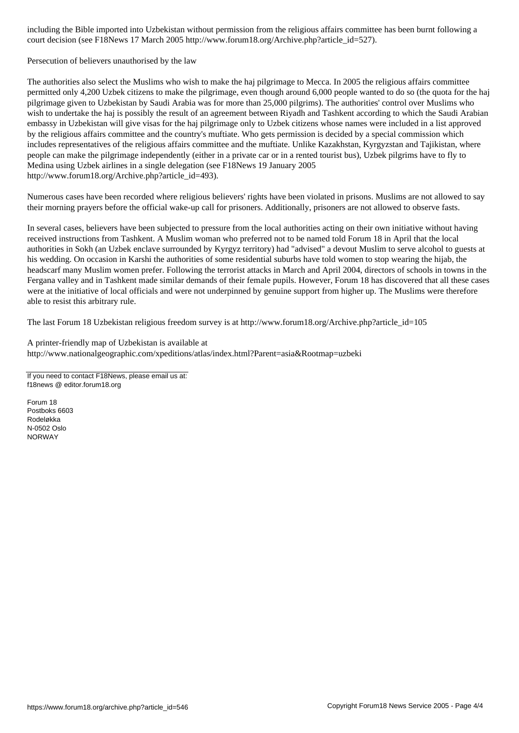including the Bible imported into Uzbekistan without permission from the religious affairs committee has been burnt following a court decision (see F18News 17 March 2005 http://www.forum18.org/Archive.php?article_id=527).

Persecution of believers unauthorised by the law

The authorities also select the Muslims who wish to make the haj pilgrimage to Mecca. In 2005 the religious affairs committee permitted only 4,200 Uzbek citizens to make the pilgrimage, even though around 6,000 people wanted to do so (the quota for the haj pilgrimage given to Uzbekistan by Saudi Arabia was for more than 25,000 pilgrims). The authorities' control over Muslims who wish to undertake the haj is possibly the result of an agreement between Riyadh and Tashkent according to which the Saudi Arabian embassy in Uzbekistan will give visas for the haj pilgrimage only to Uzbek citizens whose names were included in a list approved by the religious affairs committee and the country's muftiate. Who gets permission is decided by a special commission which includes representatives of the religious affairs committee and the muftiate. Unlike Kazakhstan, Kyrgyzstan and Tajikistan, where people can make the pilgrimage independently (either in a private car or in a rented tourist bus), Uzbek pilgrims have to fly to Medina using Uzbek airlines in a single delegation (see F18News 19 January 2005 http://www.forum18.org/Archive.php?article_id=493).

Numerous cases have been recorded where religious believers' rights have been violated in prisons. Muslims are not allowed to say their morning prayers before the official wake-up call for prisoners. Additionally, prisoners are not allowed to observe fasts.

In several cases, believers have been subjected to pressure from the local authorities acting on their own initiative without having received instructions from Tashkent. A Muslim woman who preferred not to be named told Forum 18 in April that the local authorities in Sokh (an Uzbek enclave surrounded by Kyrgyz territory) had "advised" a devout Muslim to serve alcohol to guests at his wedding. On occasion in Karshi the authorities of some residential suburbs have told women to stop wearing the hijab, the headscarf many Muslim women prefer. Following the terrorist attacks in March and April 2004, directors of schools in towns in the Fergana valley and in Tashkent made similar demands of their female pupils. However, Forum 18 has discovered that all these cases were at the initiative of local officials and were not underpinned by genuine support from higher up. The Muslims were therefore able to resist this arbitrary rule.

The last Forum 18 Uzbekistan religious freedom survey is at http://www.forum18.org/Archive.php?article_id=105

A printer-friendly map of Uzbekistan is available at
http://www.nationalgeographic.com/xpeditions/atlas/index.html?Parent=asia&Rootmap=uzbeki

If you need to contact F18News, please email us at:
f18news @ editor.forum18.org

Forum 18
Postboks 6603
Rodeløkka
N-0502 Oslo
NORWAY